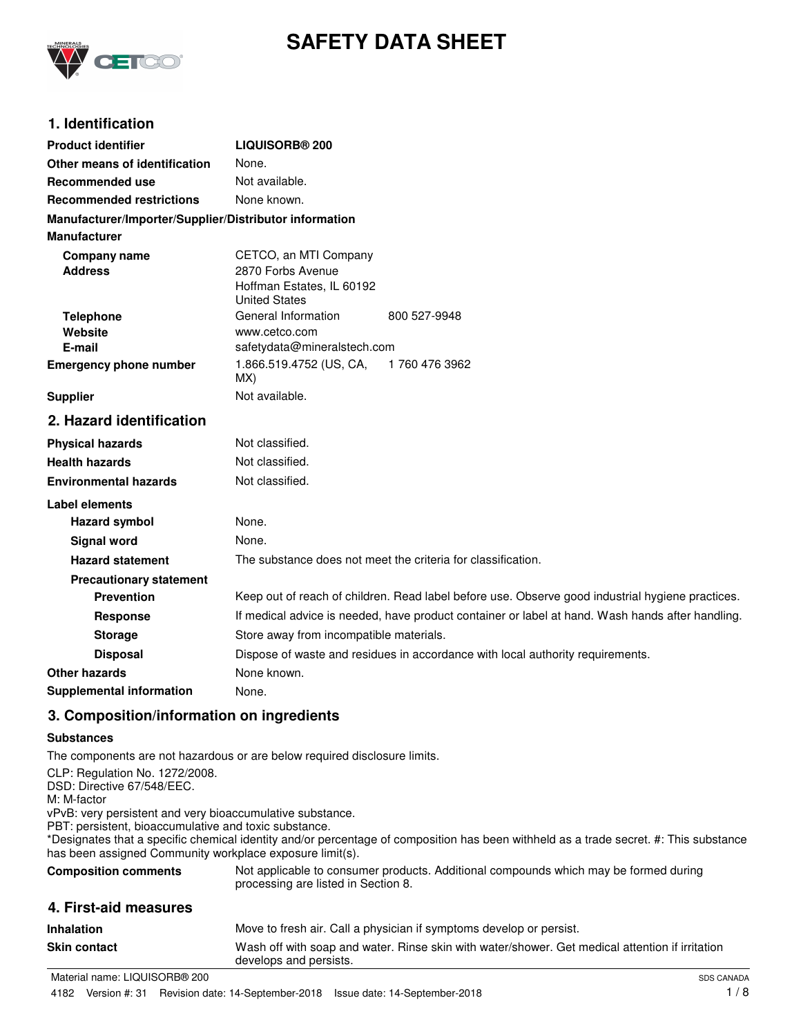# SAFETY DATA SHEET

## 1. Identification

| | |
|---|---|
| **Product identifier** | **LIQUISORB® 200** |
| **Other means of identification** | None. |
| **Recommended use** | Not available. |
| **Recommended restrictions** | None known. |

**Manufacturer/Importer/Supplier/Distributor information**

**Manufacturer**

| | | |
|---|---|---|
| **Company name** | CETCO, an MTI Company | |
| **Address** | 2870 Forbs Avenue<br>Hoffman Estates, IL 60192<br>United States | |
| **Telephone** | General Information | 800 527-9948 |
| **Website** | www.cetco.com | |
| **E-mail** | safetydata@mineralstech.com | |
| **Emergency phone number** | 1.866.519.4752 (US, CA, MX) | 1 760 476 3962 |
| **Supplier** | Not available. | |

## 2. Hazard identification

| | |
|---|---|
| **Physical hazards** | Not classified. |
| **Health hazards** | Not classified. |
| **Environmental hazards** | Not classified. |

**Label elements**

| | |
|---|---|
| **Hazard symbol** | None. |
| **Signal word** | None. |
| **Hazard statement** | The substance does not meet the criteria for classification. |

**Precautionary statement**

| | |
|---|---|
| **Prevention** | Keep out of reach of children. Read label before use. Observe good industrial hygiene practices. |
| **Response** | If medical advice is needed, have product container or label at hand. Wash hands after handling. |
| **Storage** | Store away from incompatible materials. |
| **Disposal** | Dispose of waste and residues in accordance with local authority requirements. |
| **Other hazards** | None known. |
| **Supplemental information** | None. |

## 3. Composition/information on ingredients

**Substances**

The components are not hazardous or are below required disclosure limits.

CLP: Regulation No. 1272/2008.
DSD: Directive 67/548/EEC.
M: M-factor
vPvB: very persistent and very bioaccumulative substance.
PBT: persistent, bioaccumulative and toxic substance.
*Designates that a specific chemical identity and/or percentage of composition has been withheld as a trade secret. #: This substance has been assigned Community workplace exposure limit(s).

| | |
|---|---|
| **Composition comments** | Not applicable to consumer products. Additional compounds which may be formed during processing are listed in Section 8. |

## 4. First-aid measures

| | |
|---|---|
| **Inhalation** | Move to fresh air. Call a physician if symptoms develop or persist. |
| **Skin contact** | Wash off with soap and water. Rinse skin with water/shower. Get medical attention if irritation develops and persists. |

Material name: LIQUISORB® 200
SDS CANADA
4182 Version #: 31 Revision date: 14-September-2018 Issue date: 14-September-2018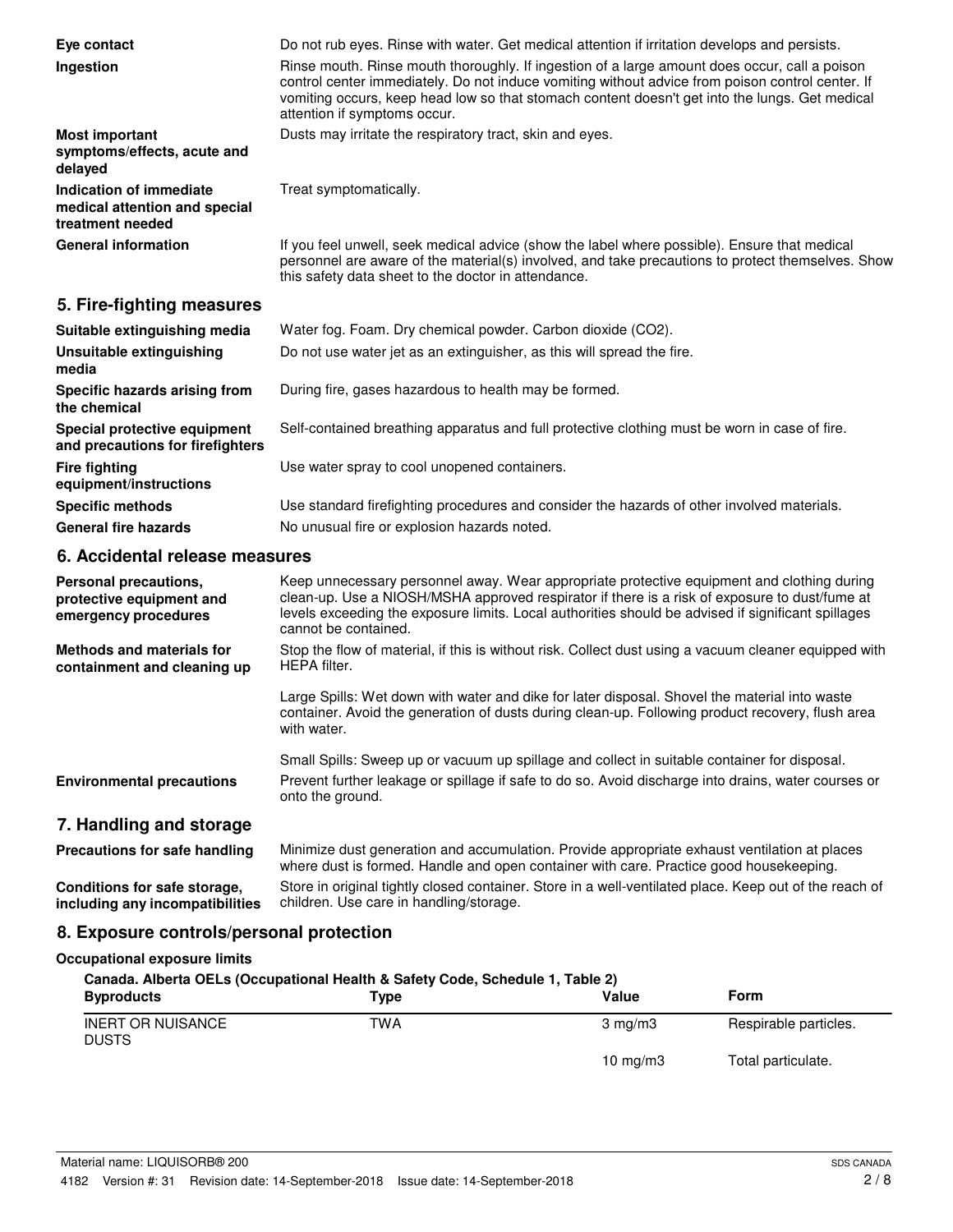**Eye contact**
Do not rub eyes. Rinse with water. Get medical attention if irritation develops and persists.

**Ingestion**
Rinse mouth. Rinse mouth thoroughly. If ingestion of a large amount does occur, call a poison control center immediately. Do not induce vomiting without advice from poison control center. If vomiting occurs, keep head low so that stomach content doesn't get into the lungs. Get medical attention if symptoms occur.

**Most important symptoms/effects, acute and delayed**
Dusts may irritate the respiratory tract, skin and eyes.

**Indication of immediate medical attention and special treatment needed**
Treat symptomatically.

**General information**
If you feel unwell, seek medical advice (show the label where possible). Ensure that medical personnel are aware of the material(s) involved, and take precautions to protect themselves. Show this safety data sheet to the doctor in attendance.

## 5. Fire-fighting measures

**Suitable extinguishing media**
Water fog. Foam. Dry chemical powder. Carbon dioxide ($CO_2$).

**Unsuitable extinguishing media**
Do not use water jet as an extinguisher, as this will spread the fire.

**Specific hazards arising from the chemical**
During fire, gases hazardous to health may be formed.

**Special protective equipment and precautions for firefighters**
Self-contained breathing apparatus and full protective clothing must be worn in case of fire.

**Fire fighting equipment/instructions**
Use water spray to cool unopened containers.

**Specific methods**
Use standard firefighting procedures and consider the hazards of other involved materials.

**General fire hazards**
No unusual fire or explosion hazards noted.

## 6. Accidental release measures

**Personal precautions, protective equipment and emergency procedures**
Keep unnecessary personnel away. Wear appropriate protective equipment and clothing during clean-up. Use a NIOSH/MSHA approved respirator if there is a risk of exposure to dust/fume at levels exceeding the exposure limits. Local authorities should be advised if significant spillages cannot be contained.

**Methods and materials for containment and cleaning up**
Stop the flow of material, if this is without risk. Collect dust using a vacuum cleaner equipped with HEPA filter.

Large Spills: Wet down with water and dike for later disposal. Shovel the material into waste container. Avoid the generation of dusts during clean-up. Following product recovery, flush area with water.

Small Spills: Sweep up or vacuum up spillage and collect in suitable container for disposal.

**Environmental precautions**
Prevent further leakage or spillage if safe to do so. Avoid discharge into drains, water courses or onto the ground.

## 7. Handling and storage

**Precautions for safe handling**
Minimize dust generation and accumulation. Provide appropriate exhaust ventilation at places where dust is formed. Handle and open container with care. Practice good housekeeping.

**Conditions for safe storage, including any incompatibilities**
Store in original tightly closed container. Store in a well-ventilated place. Keep out of the reach of children. Use care in handling/storage.

## 8. Exposure controls/personal protection

**Occupational exposure limits**

**Canada. Alberta OELs (Occupational Health & Safety Code, Schedule 1, Table 2)**

| Byproducts | Type | Value | Form |
|---|---|---|---|
| INERT OR NUISANCE DUSTS | TWA | 3 mg/m3 | Respirable particles. |
| | | 10 mg/m3 | Total particulate. |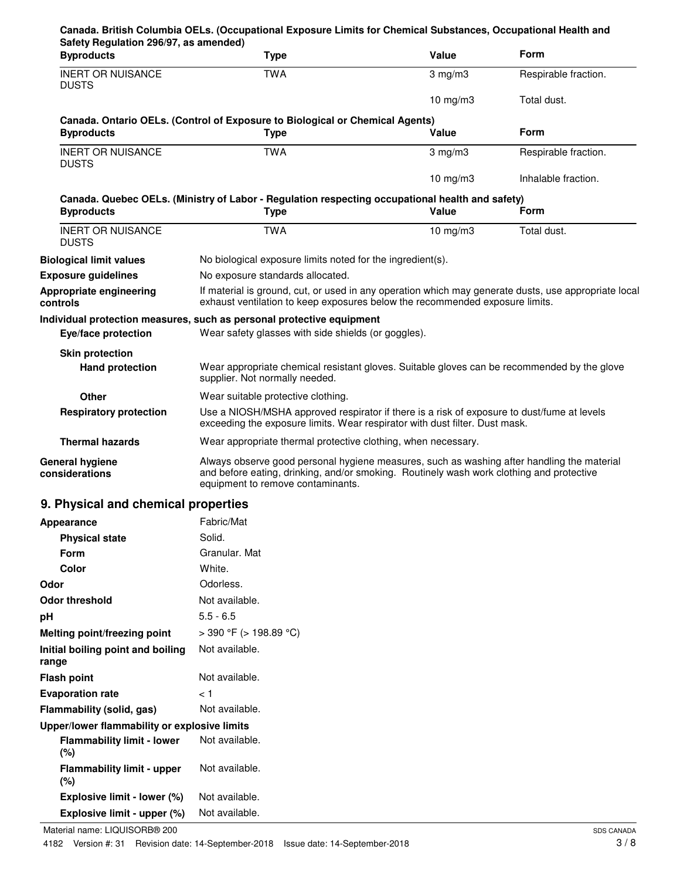**Canada. British Columbia OELs. (Occupational Exposure Limits for Chemical Substances, Occupational Health and Safety Regulation 296/97, as amended)**

| Byproducts | Type | Value | Form |
|---|---|---|---|
| INERT OR NUISANCE DUSTS | TWA | 3 mg/m3 | Respirable fraction. |
| | | 10 mg/m3 | Total dust. |

**Canada. Ontario OELs. (Control of Exposure to Biological or Chemical Agents)**

| Byproducts | Type | Value | Form |
|---|---|---|---|
| INERT OR NUISANCE DUSTS | TWA | 3 mg/m3 | Respirable fraction. |
| | | 10 mg/m3 | Inhalable fraction. |

**Canada. Quebec OELs. (Ministry of Labor - Regulation respecting occupational health and safety)**

| Byproducts | Type | Value | Form |
|---|---|---|---|
| INERT OR NUISANCE DUSTS | TWA | 10 mg/m3 | Total dust. |

**Biological limit values** No biological exposure limits noted for the ingredient(s).

**Exposure guidelines** No exposure standards allocated.

**Appropriate engineering controls** If material is ground, cut, or used in any operation which may generate dusts, use appropriate local exhaust ventilation to keep exposures below the recommended exposure limits.

**Individual protection measures, such as personal protective equipment**

**Eye/face protection** Wear safety glasses with side shields (or goggles).

**Skin protection**

**Hand protection** Wear appropriate chemical resistant gloves. Suitable gloves can be recommended by the glove supplier. Not normally needed.

**Other** Wear suitable protective clothing.

**Respiratory protection** Use a NIOSH/MSHA approved respirator if there is a risk of exposure to dust/fume at levels exceeding the exposure limits. Wear respirator with dust filter. Dust mask.

**Thermal hazards** Wear appropriate thermal protective clothing, when necessary.

**General hygiene considerations** Always observe good personal hygiene measures, such as washing after handling the material and before eating, drinking, and/or smoking. Routinely wash work clothing and protective equipment to remove contaminants.

## 9. Physical and chemical properties

| | |
|---|---|
| **Appearance** | Fabric/Mat |
| **Physical state** | Solid. |
| **Form** | Granular. Mat |
| **Color** | White. |
| **Odor** | Odorless. |
| **Odor threshold** | Not available. |
| **pH** | 5.5 - 6.5 |
| **Melting point/freezing point** | > 390 °F (> 198.89 °C) |
| **Initial boiling point and boiling range** | Not available. |
| **Flash point** | Not available. |
| **Evaporation rate** | < 1 |
| **Flammability (solid, gas)** | Not available. |
| **Upper/lower flammability or explosive limits** | |
| **Flammability limit - lower (%)** | Not available. |
| **Flammability limit - upper (%)** | Not available. |
| **Explosive limit - lower (%)** | Not available. |
| **Explosive limit - upper (%)** | Not available. |

Material name: LIQUISORB® 200

4182 Version #: 31 Revision date: 14-September-2018 Issue date: 14-September-2018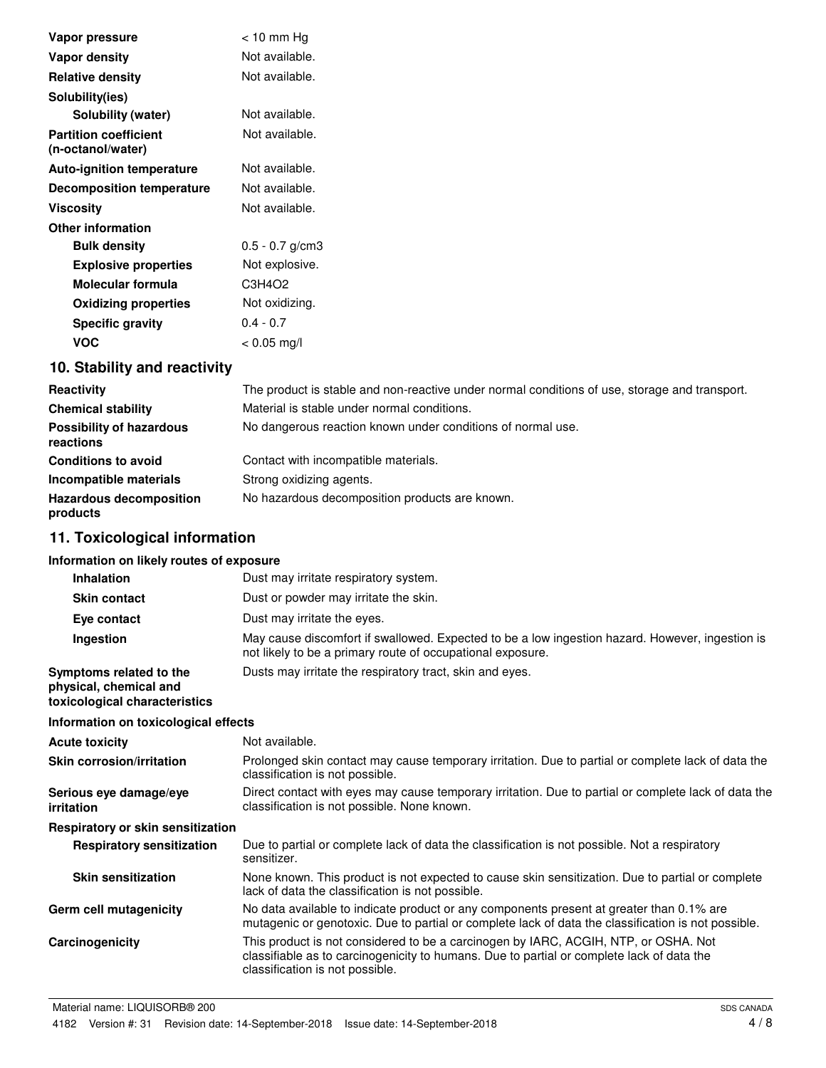| | |
|---|---|
| **Vapor pressure** | < 10 mm Hg |
| **Vapor density** | Not available. |
| **Relative density** | Not available. |
| **Solubility(ies)** | |
| **Solubility (water)** | Not available. |
| **Partition coefficient (n-octanol/water)** | Not available. |
| **Auto-ignition temperature** | Not available. |
| **Decomposition temperature** | Not available. |
| **Viscosity** | Not available. |
| **Other information** | |
| **Bulk density** | 0.5 - 0.7 g/cm3 |
| **Explosive properties** | Not explosive. |
| **Molecular formula** | $C_3H_4O_2$ |
| **Oxidizing properties** | Not oxidizing. |
| **Specific gravity** | 0.4 - 0.7 |
| **VOC** | < 0.05 mg/l |

## 10. Stability and reactivity

| | |
|---|---|
| **Reactivity** | The product is stable and non-reactive under normal conditions of use, storage and transport. |
| **Chemical stability** | Material is stable under normal conditions. |
| **Possibility of hazardous reactions** | No dangerous reaction known under conditions of normal use. |
| **Conditions to avoid** | Contact with incompatible materials. |
| **Incompatible materials** | Strong oxidizing agents. |
| **Hazardous decomposition products** | No hazardous decomposition products are known. |

## 11. Toxicological information

**Information on likely routes of exposure**

| | |
|---|---|
| **Inhalation** | Dust may irritate respiratory system. |
| **Skin contact** | Dust or powder may irritate the skin. |
| **Eye contact** | Dust may irritate the eyes. |
| **Ingestion** | May cause discomfort if swallowed. Expected to be a low ingestion hazard. However, ingestion is not likely to be a primary route of occupational exposure. |
| **Symptoms related to the physical, chemical and toxicological characteristics** | Dusts may irritate the respiratory tract, skin and eyes. |

**Information on toxicological effects**

| | |
|---|---|
| **Acute toxicity** | Not available. |
| **Skin corrosion/irritation** | Prolonged skin contact may cause temporary irritation. Due to partial or complete lack of data the classification is not possible. |
| **Serious eye damage/eye irritation** | Direct contact with eyes may cause temporary irritation. Due to partial or complete lack of data the classification is not possible. None known. |
| **Respiratory or skin sensitization** | |
| **Respiratory sensitization** | Due to partial or complete lack of data the classification is not possible. Not a respiratory sensitizer. |
| **Skin sensitization** | None known. This product is not expected to cause skin sensitization. Due to partial or complete lack of data the classification is not possible. |
| **Germ cell mutagenicity** | No data available to indicate product or any components present at greater than 0.1% are mutagenic or genotoxic. Due to partial or complete lack of data the classification is not possible. |
| **Carcinogenicity** | This product is not considered to be a carcinogen by IARC, ACGIH, NTP, or OSHA. Not classifiable as to carcinogenicity to humans. Due to partial or complete lack of data the classification is not possible. |

Material name: LIQUISORB® 200

4182 Version #: 31 Revision date: 14-September-2018 Issue date: 14-September-2018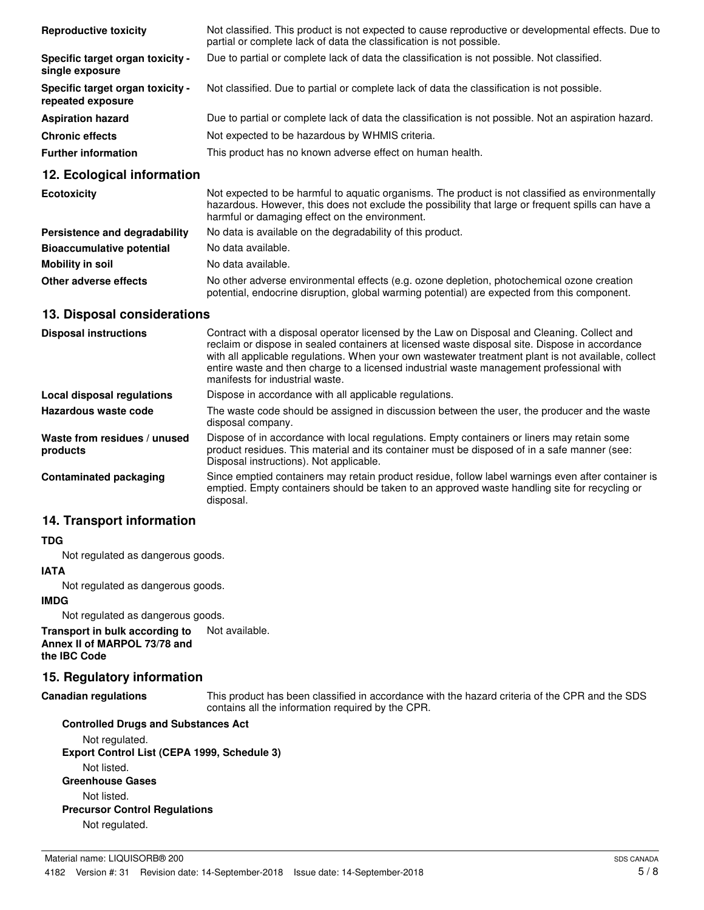| | |
|---|---|
| **Reproductive toxicity** | Not classified. This product is not expected to cause reproductive or developmental effects. Due to partial or complete lack of data the classification is not possible. |
| **Specific target organ toxicity - single exposure** | Due to partial or complete lack of data the classification is not possible. Not classified. |
| **Specific target organ toxicity - repeated exposure** | Not classified. Due to partial or complete lack of data the classification is not possible. |
| **Aspiration hazard** | Due to partial or complete lack of data the classification is not possible. Not an aspiration hazard. |
| **Chronic effects** | Not expected to be hazardous by WHMIS criteria. |
| **Further information** | This product has no known adverse effect on human health. |

## 12. Ecological information

| | |
|---|---|
| **Ecotoxicity** | Not expected to be harmful to aquatic organisms. The product is not classified as environmentally hazardous. However, this does not exclude the possibility that large or frequent spills can have a harmful or damaging effect on the environment. |
| **Persistence and degradability** | No data is available on the degradability of this product. |
| **Bioaccumulative potential** | No data available. |
| **Mobility in soil** | No data available. |
| **Other adverse effects** | No other adverse environmental effects (e.g. ozone depletion, photochemical ozone creation potential, endocrine disruption, global warming potential) are expected from this component. |

## 13. Disposal considerations

| | |
|---|---|
| **Disposal instructions** | Contract with a disposal operator licensed by the Law on Disposal and Cleaning. Collect and reclaim or dispose in sealed containers at licensed waste disposal site. Dispose in accordance with all applicable regulations. When your own wastewater treatment plant is not available, collect entire waste and then charge to a licensed industrial waste management professional with manifests for industrial waste. |
| **Local disposal regulations** | Dispose in accordance with all applicable regulations. |
| **Hazardous waste code** | The waste code should be assigned in discussion between the user, the producer and the waste disposal company. |
| **Waste from residues / unused products** | Dispose of in accordance with local regulations. Empty containers or liners may retain some product residues. This material and its container must be disposed of in a safe manner (see: Disposal instructions). Not applicable. |
| **Contaminated packaging** | Since emptied containers may retain product residue, follow label warnings even after container is emptied. Empty containers should be taken to an approved waste handling site for recycling or disposal. |

## 14. Transport information

**TDG**

Not regulated as dangerous goods.

**IATA**

Not regulated as dangerous goods.

**IMDG**

Not regulated as dangerous goods.

**Transport in bulk according to Annex II of MARPOL 73/78 and the IBC Code** Not available.

## 15. Regulatory information

**Canadian regulations** This product has been classified in accordance with the hazard criteria of the CPR and the SDS contains all the information required by the CPR.

**Controlled Drugs and Substances Act**

Not regulated.

**Export Control List (CEPA 1999, Schedule 3)**

Not listed.

**Greenhouse Gases**

Not listed.

**Precursor Control Regulations**

Not regulated.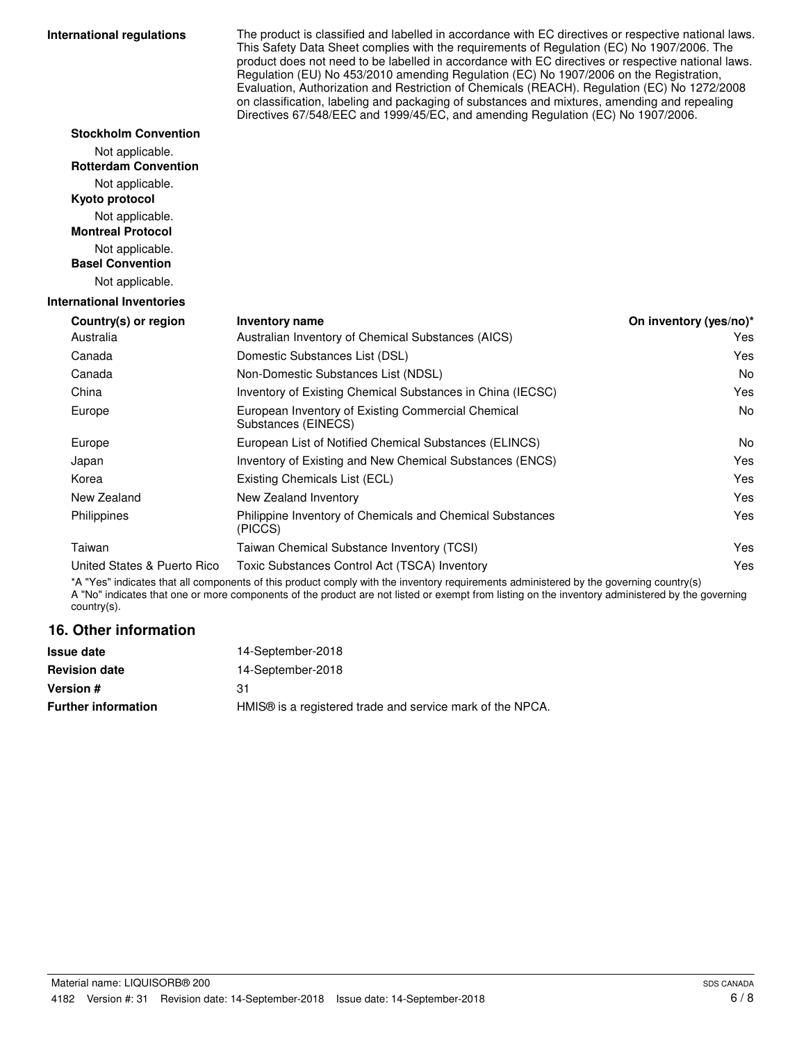**International regulations**

The product is classified and labelled in accordance with EC directives or respective national laws. This Safety Data Sheet complies with the requirements of Regulation (EC) No 1907/2006. The product does not need to be labelled in accordance with EC directives or respective national laws. Regulation (EU) No 453/2010 amending Regulation (EC) No 1907/2006 on the Registration, Evaluation, Authorization and Restriction of Chemicals (REACH). Regulation (EC) No 1272/2008 on classification, labeling and packaging of substances and mixtures, amending and repealing Directives 67/548/EEC and 1999/45/EC, and amending Regulation (EC) No 1907/2006.

**Stockholm Convention**

Not applicable.

**Rotterdam Convention**

Not applicable.

**Kyoto protocol**

Not applicable.

**Montreal Protocol**

Not applicable.

**Basel Convention**

Not applicable.

**International Inventories**

| Country(s) or region | Inventory name | On inventory (yes/no)* |
|---|---|---|
| Australia | Australian Inventory of Chemical Substances (AICS) | Yes |
| Canada | Domestic Substances List (DSL) | Yes |
| Canada | Non-Domestic Substances List (NDSL) | No |
| China | Inventory of Existing Chemical Substances in China (IECSC) | Yes |
| Europe | European Inventory of Existing Commercial Chemical Substances (EINECS) | No |
| Europe | European List of Notified Chemical Substances (ELINCS) | No |
| Japan | Inventory of Existing and New Chemical Substances (ENCS) | Yes |
| Korea | Existing Chemicals List (ECL) | Yes |
| New Zealand | New Zealand Inventory | Yes |
| Philippines | Philippine Inventory of Chemicals and Chemical Substances (PICCS) | Yes |
| Taiwan | Taiwan Chemical Substance Inventory (TCSI) | Yes |
| United States & Puerto Rico | Toxic Substances Control Act (TSCA) Inventory | Yes |

*A "Yes" indicates that all components of this product comply with the inventory requirements administered by the governing country(s)
A "No" indicates that one or more components of the product are not listed or exempt from listing on the inventory administered by the governing country(s).

## 16. Other information

| | |
|---|---|
| **Issue date** | 14-September-2018 |
| **Revision date** | 14-September-2018 |
| **Version #** | 31 |
| **Further information** | HMIS® is a registered trade and service mark of the NPCA. |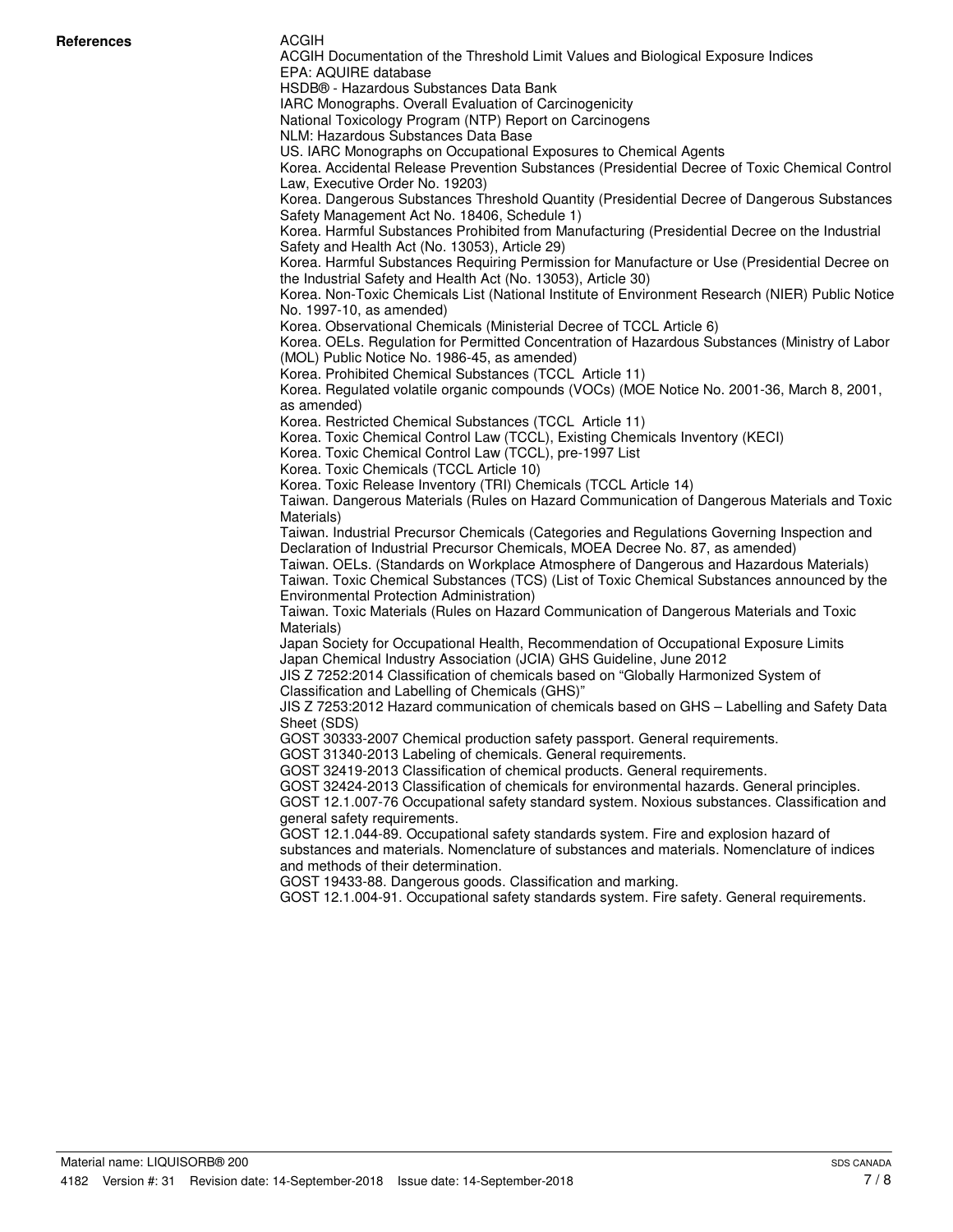**References**

ACGIH
ACGIH Documentation of the Threshold Limit Values and Biological Exposure Indices
EPA: AQUIRE database
HSDB® - Hazardous Substances Data Bank
IARC Monographs. Overall Evaluation of Carcinogenicity
National Toxicology Program (NTP) Report on Carcinogens
NLM: Hazardous Substances Data Base
US. IARC Monographs on Occupational Exposures to Chemical Agents
Korea. Accidental Release Prevention Substances (Presidential Decree of Toxic Chemical Control Law, Executive Order No. 19203)
Korea. Dangerous Substances Threshold Quantity (Presidential Decree of Dangerous Substances Safety Management Act No. 18406, Schedule 1)
Korea. Harmful Substances Prohibited from Manufacturing (Presidential Decree on the Industrial Safety and Health Act (No. 13053), Article 29)
Korea. Harmful Substances Requiring Permission for Manufacture or Use (Presidential Decree on the Industrial Safety and Health Act (No. 13053), Article 30)
Korea. Non-Toxic Chemicals List (National Institute of Environment Research (NIER) Public Notice No. 1997-10, as amended)
Korea. Observational Chemicals (Ministerial Decree of TCCL Article 6)
Korea. OELs. Regulation for Permitted Concentration of Hazardous Substances (Ministry of Labor (MOL) Public Notice No. 1986-45, as amended)
Korea. Prohibited Chemical Substances (TCCL Article 11)
Korea. Regulated volatile organic compounds (VOCs) (MOE Notice No. 2001-36, March 8, 2001, as amended)
Korea. Restricted Chemical Substances (TCCL Article 11)
Korea. Toxic Chemical Control Law (TCCL), Existing Chemicals Inventory (KECI)
Korea. Toxic Chemical Control Law (TCCL), pre-1997 List
Korea. Toxic Chemicals (TCCL Article 10)
Korea. Toxic Release Inventory (TRI) Chemicals (TCCL Article 14)
Taiwan. Dangerous Materials (Rules on Hazard Communication of Dangerous Materials and Toxic Materials)
Taiwan. Industrial Precursor Chemicals (Categories and Regulations Governing Inspection and Declaration of Industrial Precursor Chemicals, MOEA Decree No. 87, as amended)
Taiwan. OELs. (Standards on Workplace Atmosphere of Dangerous and Hazardous Materials)
Taiwan. Toxic Chemical Substances (TCS) (List of Toxic Chemical Substances announced by the Environmental Protection Administration)
Taiwan. Toxic Materials (Rules on Hazard Communication of Dangerous Materials and Toxic Materials)
Japan Society for Occupational Health, Recommendation of Occupational Exposure Limits
Japan Chemical Industry Association (JCIA) GHS Guideline, June 2012
JIS Z 7252:2014 Classification of chemicals based on "Globally Harmonized System of Classification and Labelling of Chemicals (GHS)"
JIS Z 7253:2012 Hazard communication of chemicals based on GHS – Labelling and Safety Data Sheet (SDS)
GOST 30333-2007 Chemical production safety passport. General requirements.
GOST 31340-2013 Labeling of chemicals. General requirements.
GOST 32419-2013 Classification of chemical products. General requirements.
GOST 32424-2013 Classification of chemicals for environmental hazards. General principles.
GOST 12.1.007-76 Occupational safety standard system. Noxious substances. Classification and general safety requirements.
GOST 12.1.044-89. Occupational safety standards system. Fire and explosion hazard of substances and materials. Nomenclature of substances and materials. Nomenclature of indices and methods of their determination.
GOST 19433-88. Dangerous goods. Classification and marking.
GOST 12.1.004-91. Occupational safety standards system. Fire safety. General requirements.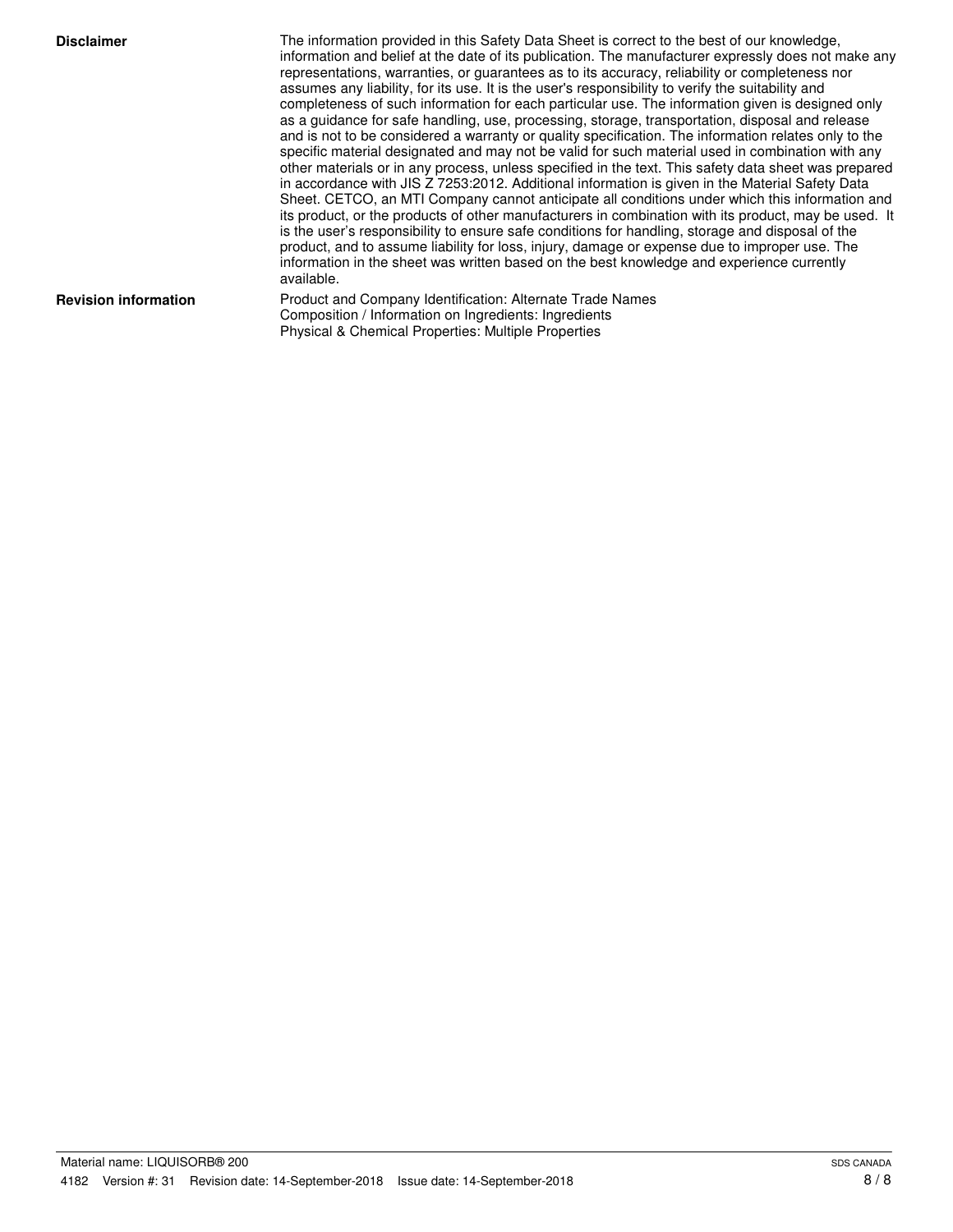**Disclaimer**

The information provided in this Safety Data Sheet is correct to the best of our knowledge, information and belief at the date of its publication. The manufacturer expressly does not make any representations, warranties, or guarantees as to its accuracy, reliability or completeness nor assumes any liability, for its use. It is the user's responsibility to verify the suitability and completeness of such information for each particular use. The information given is designed only as a guidance for safe handling, use, processing, storage, transportation, disposal and release and is not to be considered a warranty or quality specification. The information relates only to the specific material designated and may not be valid for such material used in combination with any other materials or in any process, unless specified in the text. This safety data sheet was prepared in accordance with JIS Z 7253:2012. Additional information is given in the Material Safety Data Sheet. CETCO, an MTI Company cannot anticipate all conditions under which this information and its product, or the products of other manufacturers in combination with its product, may be used. It is the user's responsibility to ensure safe conditions for handling, storage and disposal of the product, and to assume liability for loss, injury, damage or expense due to improper use. The information in the sheet was written based on the best knowledge and experience currently available.

**Revision information**

Product and Company Identification: Alternate Trade Names
Composition / Information on Ingredients: Ingredients
Physical & Chemical Properties: Multiple Properties